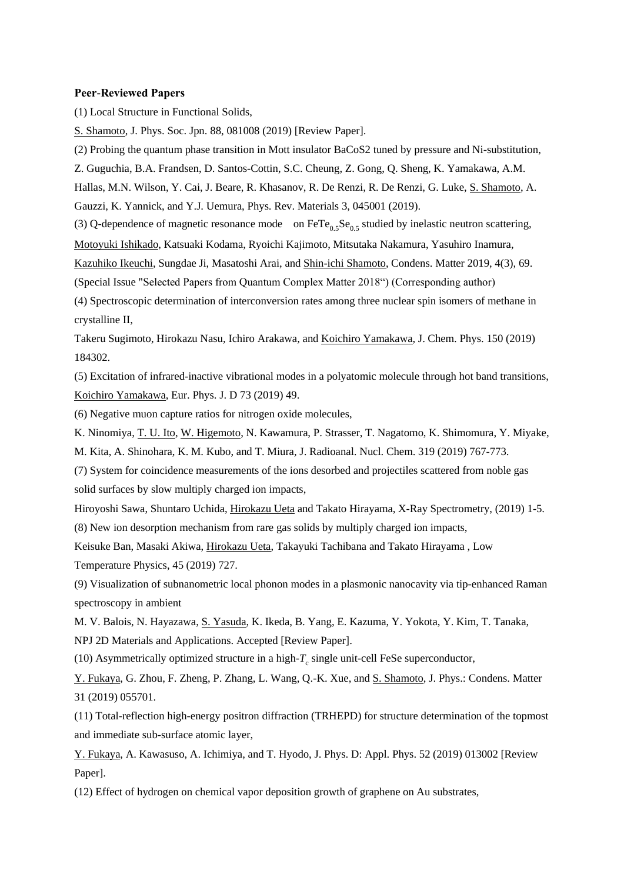**Peer-Reviewed Papers**

(1) Local Structure in Functional Solids,

S. Shamoto, J. Phys. Soc. Jpn. 88, 081008 (2019) [Review Paper].

(2) Probing the quantum phase transition in Mott insulator BaCoS2 tuned by pressure and Ni-substitution,

Z. Guguchia, B.A. Frandsen, D. Santos-Cottin, S.C. Cheung, Z. Gong, Q. Sheng, K. Yamakawa, A.M. Hallas, M.N. Wilson, Y. Cai, J. Beare, R. Khasanov, R. De Renzi, R. De Renzi, G. Luke, S. Shamoto, A. Gauzzi, K. Yannick, and Y.J. Uemura, Phys. Rev. Materials 3, 045001 (2019).

(3) Q-dependence of magnetic resonance mode on $FeTe_{0.5}Se_{0.5}$ studied by inelastic neutron scattering,

Motoyuki Ishikado, Katsuaki Kodama, Ryoichi Kajimoto, Mitsutaka Nakamura, Yasuhiro Inamura, Kazuhiko Ikeuchi, Sungdae Ji, Masatoshi Arai, and Shin-ichi Shamoto, Condens. Matter 2019, 4(3), 69. (Special Issue "Selected Papers from Quantum Complex Matter 2018") (Corresponding author)

(4) Spectroscopic determination of interconversion rates among three nuclear spin isomers of methane in crystalline II,

Takeru Sugimoto, Hirokazu Nasu, Ichiro Arakawa, and Koichiro Yamakawa, J. Chem. Phys. 150 (2019) 184302.

(5) Excitation of infrared-inactive vibrational modes in a polyatomic molecule through hot band transitions,

Koichiro Yamakawa, Eur. Phys. J. D 73 (2019) 49.

(6) Negative muon capture ratios for nitrogen oxide molecules,

K. Ninomiya, T. U. Ito, W. Higemoto, N. Kawamura, P. Strasser, T. Nagatomo, K. Shimomura, Y. Miyake, M. Kita, A. Shinohara, K. M. Kubo, and T. Miura, J. Radioanal. Nucl. Chem. 319 (2019) 767-773.

(7) System for coincidence measurements of the ions desorbed and projectiles scattered from noble gas solid surfaces by slow multiply charged ion impacts,

Hiroyoshi Sawa, Shuntaro Uchida, Hirokazu Ueta and Takato Hirayama, X-Ray Spectrometry, (2019) 1-5.

(8) New ion desorption mechanism from rare gas solids by multiply charged ion impacts,

Keisuke Ban, Masaki Akiwa, Hirokazu Ueta, Takayuki Tachibana and Takato Hirayama , Low Temperature Physics, 45 (2019) 727.

(9) Visualization of subnanometric local phonon modes in a plasmonic nanocavity via tip-enhanced Raman spectroscopy in ambient

M. V. Balois, N. Hayazawa, S. Yasuda, K. Ikeda, B. Yang, E. Kazuma, Y. Yokota, Y. Kim, T. Tanaka, NPJ 2D Materials and Applications. Accepted [Review Paper].

(10) Asymmetrically optimized structure in a high-$T_c$ single unit-cell FeSe superconductor,

Y. Fukaya, G. Zhou, F. Zheng, P. Zhang, L. Wang, Q.-K. Xue, and S. Shamoto, J. Phys.: Condens. Matter 31 (2019) 055701.

(11) Total-reflection high-energy positron diffraction (TRHEPD) for structure determination of the topmost and immediate sub-surface atomic layer,

Y. Fukaya, A. Kawasuso, A. Ichimiya, and T. Hyodo, J. Phys. D: Appl. Phys. 52 (2019) 013002 [Review Paper].

(12) Effect of hydrogen on chemical vapor deposition growth of graphene on Au substrates,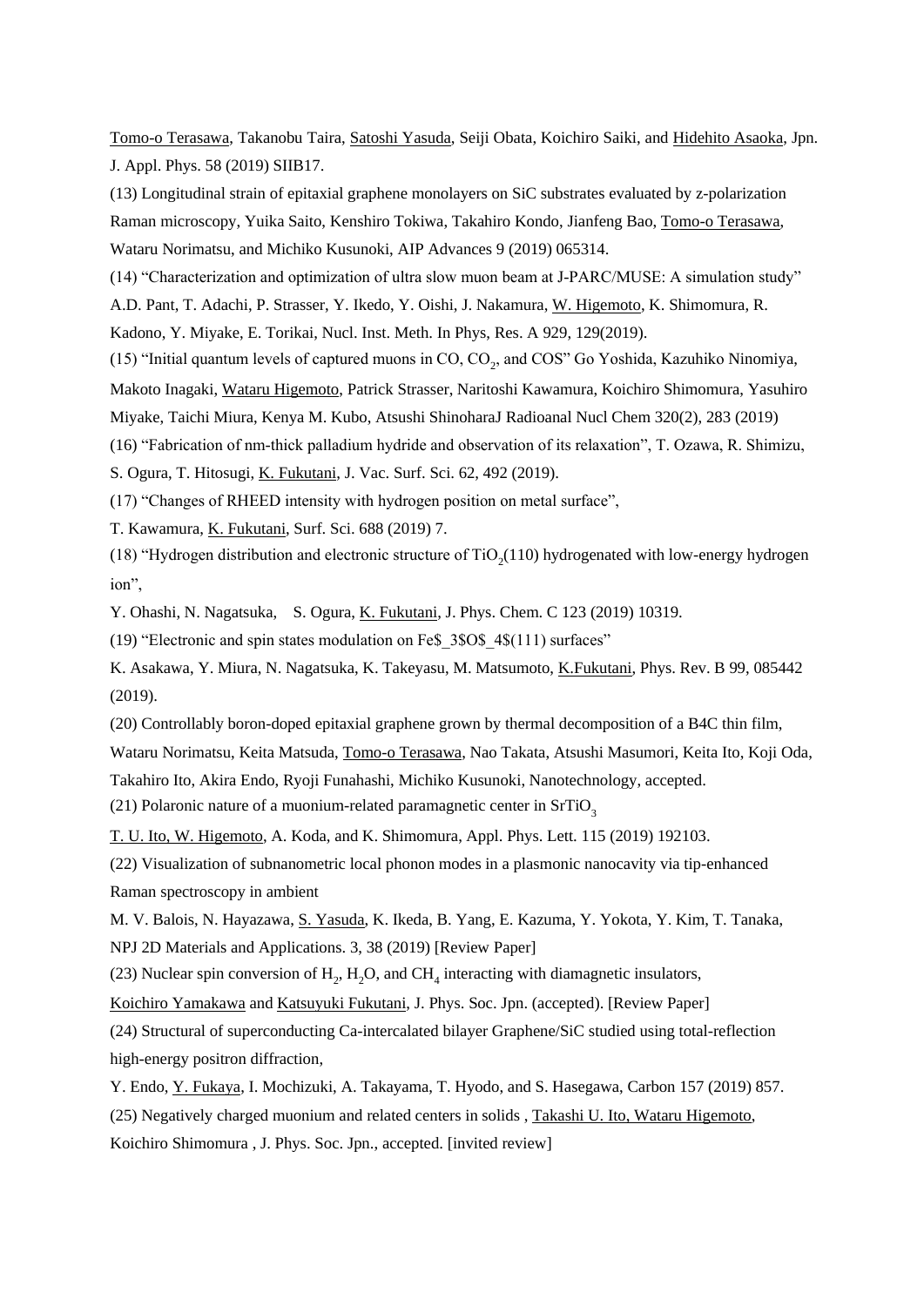Tomo-o Terasawa, Takanobu Taira, Satoshi Yasuda, Seiji Obata, Koichiro Saiki, and Hidehito Asaoka, Jpn. J. Appl. Phys. 58 (2019) SIIB17.

(13) Longitudinal strain of epitaxial graphene monolayers on SiC substrates evaluated by z-polarization Raman microscopy, Yuika Saito, Kenshiro Tokiwa, Takahiro Kondo, Jianfeng Bao, Tomo-o Terasawa, Wataru Norimatsu, and Michiko Kusunoki, AIP Advances 9 (2019) 065314.

(14) "Characterization and optimization of ultra slow muon beam at J-PARC/MUSE: A simulation study" A.D. Pant, T. Adachi, P. Strasser, Y. Ikedo, Y. Oishi, J. Nakamura, W. Higemoto, K. Shimomura, R. Kadono, Y. Miyake, E. Torikai, Nucl. Inst. Meth. In Phys, Res. A 929, 129(2019).

(15) "Initial quantum levels of captured muons in CO, $CO_2$, and COS" Go Yoshida, Kazuhiko Ninomiya, Makoto Inagaki, Wataru Higemoto, Patrick Strasser, Naritoshi Kawamura, Koichiro Shimomura, Yasuhiro Miyake, Taichi Miura, Kenya M. Kubo, Atsushi ShinoharaJ Radioanal Nucl Chem 320(2), 283 (2019)

(16) "Fabrication of nm-thick palladium hydride and observation of its relaxation", T. Ozawa, R. Shimizu, S. Ogura, T. Hitosugi, K. Fukutani, J. Vac. Surf. Sci. 62, 492 (2019).

(17) "Changes of RHEED intensity with hydrogen position on metal surface",
T. Kawamura, K. Fukutani, Surf. Sci. 688 (2019) 7.

(18) "Hydrogen distribution and electronic structure of $TiO_2$(110) hydrogenated with low-energy hydrogen ion",
Y. Ohashi, N. Nagatsuka, S. Ogura, K. Fukutani, J. Phys. Chem. C 123 (2019) 10319.

(19) "Electronic and spin states modulation on Fe$_3$O$_4$(111) surfaces"
K. Asakawa, Y. Miura, N. Nagatsuka, K. Takeyasu, M. Matsumoto, K.Fukutani, Phys. Rev. B 99, 085442 (2019).

(20) Controllably boron-doped epitaxial graphene grown by thermal decomposition of a B4C thin film, Wataru Norimatsu, Keita Matsuda, Tomo-o Terasawa, Nao Takata, Atsushi Masumori, Keita Ito, Koji Oda, Takahiro Ito, Akira Endo, Ryoji Funahashi, Michiko Kusunoki, Nanotechnology, accepted.

(21) Polaronic nature of a muonium-related paramagnetic center in $SrTiO_3$
T. U. Ito, W. Higemoto, A. Koda, and K. Shimomura, Appl. Phys. Lett. 115 (2019) 192103.

(22) Visualization of subnanometric local phonon modes in a plasmonic nanocavity via tip-enhanced Raman spectroscopy in ambient
M. V. Balois, N. Hayazawa, S. Yasuda, K. Ikeda, B. Yang, E. Kazuma, Y. Yokota, Y. Kim, T. Tanaka, NPJ 2D Materials and Applications. 3, 38 (2019) [Review Paper]

(23) Nuclear spin conversion of $H_2$, $H_2O$, and $CH_4$ interacting with diamagnetic insulators,
Koichiro Yamakawa and Katsuyuki Fukutani, J. Phys. Soc. Jpn. (accepted). [Review Paper]

(24) Structural of superconducting Ca-intercalated bilayer Graphene/SiC studied using total-reflection high-energy positron diffraction,
Y. Endo, Y. Fukaya, I. Mochizuki, A. Takayama, T. Hyodo, and S. Hasegawa, Carbon 157 (2019) 857.

(25) Negatively charged muonium and related centers in solids , Takashi U. Ito, Wataru Higemoto, Koichiro Shimomura , J. Phys. Soc. Jpn., accepted. [invited review]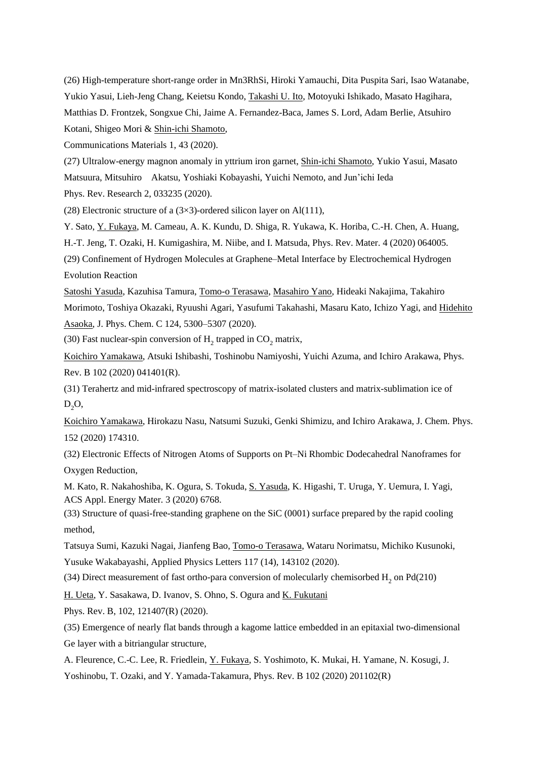(26) High-temperature short-range order in Mn3RhSi, Hiroki Yamauchi, Dita Puspita Sari, Isao Watanabe, Yukio Yasui, Lieh-Jeng Chang, Keietsu Kondo, Takashi U. Ito, Motoyuki Ishikado, Masato Hagihara, Matthias D. Frontzek, Songxue Chi, Jaime A. Fernandez-Baca, James S. Lord, Adam Berlie, Atsuhiro Kotani, Shigeo Mori & Shin-ichi Shamoto,

Communications Materials 1, 43 (2020).

(27) Ultralow-energy magnon anomaly in yttrium iron garnet, Shin-ichi Shamoto, Yukio Yasui, Masato Matsuura, Mitsuhiro Akatsu, Yoshiaki Kobayashi, Yuichi Nemoto, and Jun'ichi Ieda

Phys. Rev. Research 2, 033235 (2020).

(28) Electronic structure of a (3×3)-ordered silicon layer on Al(111),

Y. Sato, Y. Fukaya, M. Cameau, A. K. Kundu, D. Shiga, R. Yukawa, K. Horiba, C.-H. Chen, A. Huang, H.-T. Jeng, T. Ozaki, H. Kumigashira, M. Niibe, and I. Matsuda, Phys. Rev. Mater. 4 (2020) 064005.

(29) Confinement of Hydrogen Molecules at Graphene–Metal Interface by Electrochemical Hydrogen Evolution Reaction

Satoshi Yasuda, Kazuhisa Tamura, Tomo-o Terasawa, Masahiro Yano, Hideaki Nakajima, Takahiro Morimoto, Toshiya Okazaki, Ryuushi Agari, Yasufumi Takahashi, Masaru Kato, Ichizo Yagi, and Hidehito Asaoka, J. Phys. Chem. C 124, 5300–5307 (2020).

(30) Fast nuclear-spin conversion of $H_2$ trapped in $CO_2$ matrix,

Koichiro Yamakawa, Atsuki Ishibashi, Toshinobu Namiyoshi, Yuichi Azuma, and Ichiro Arakawa, Phys. Rev. B 102 (2020) 041401(R).

(31) Terahertz and mid-infrared spectroscopy of matrix-isolated clusters and matrix-sublimation ice of $D_2O$,

Koichiro Yamakawa, Hirokazu Nasu, Natsumi Suzuki, Genki Shimizu, and Ichiro Arakawa, J. Chem. Phys. 152 (2020) 174310.

(32) Electronic Effects of Nitrogen Atoms of Supports on Pt–Ni Rhombic Dodecahedral Nanoframes for Oxygen Reduction,

M. Kato, R. Nakahoshiba, K. Ogura, S. Tokuda, S. Yasuda, K. Higashi, T. Uruga, Y. Uemura, I. Yagi, ACS Appl. Energy Mater. 3 (2020) 6768.

(33) Structure of quasi-free-standing graphene on the SiC (0001) surface prepared by the rapid cooling method,

Tatsuya Sumi, Kazuki Nagai, Jianfeng Bao, Tomo-o Terasawa, Wataru Norimatsu, Michiko Kusunoki, Yusuke Wakabayashi, Applied Physics Letters 117 (14), 143102 (2020).

(34) Direct measurement of fast ortho-para conversion of molecularly chemisorbed $H_2$ on Pd(210)

H. Ueta, Y. Sasakawa, D. Ivanov, S. Ohno, S. Ogura and K. Fukutani

Phys. Rev. B, 102, 121407(R) (2020).

(35) Emergence of nearly flat bands through a kagome lattice embedded in an epitaxial two-dimensional Ge layer with a bitriangular structure,

A. Fleurence, C.-C. Lee, R. Friedlein, Y. Fukaya, S. Yoshimoto, K. Mukai, H. Yamane, N. Kosugi, J. Yoshinobu, T. Ozaki, and Y. Yamada-Takamura, Phys. Rev. B 102 (2020) 201102(R)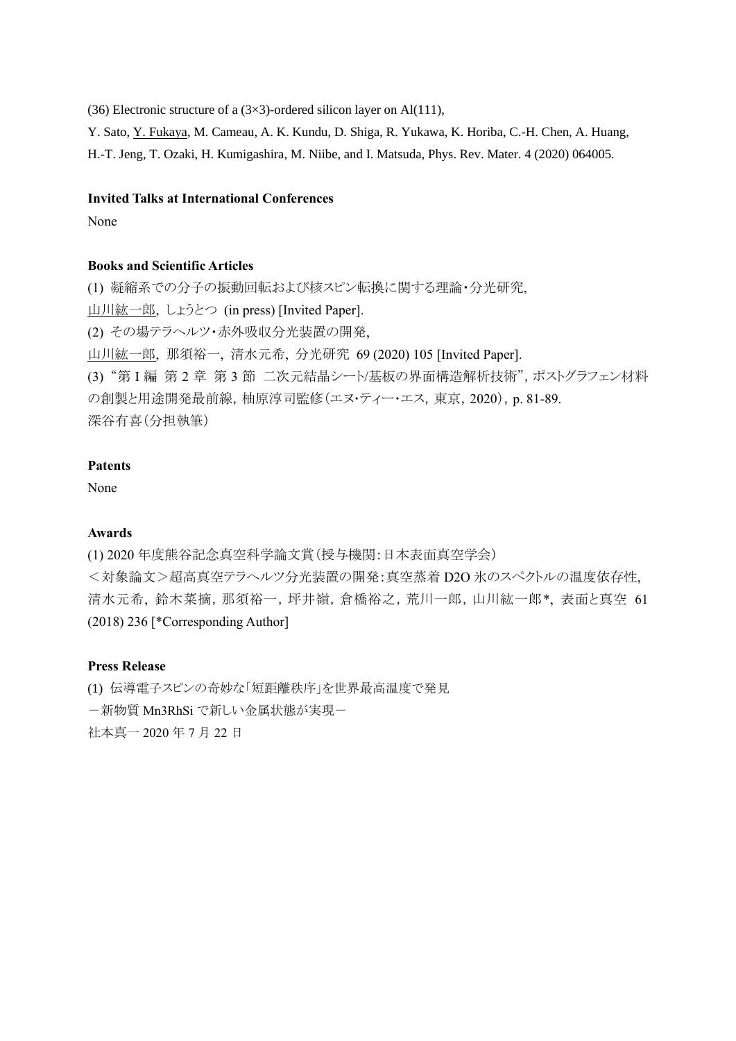(36) Electronic structure of a (3×3)-ordered silicon layer on Al(111),
Y. Sato, Y. Fukaya, M. Cameau, A. K. Kundu, D. Shiga, R. Yukawa, K. Horiba, C.-H. Chen, A. Huang, H.-T. Jeng, T. Ozaki, H. Kumigashira, M. Niibe, and I. Matsuda, Phys. Rev. Mater. 4 (2020) 064005.

**Invited Talks at International Conferences**

None

**Books and Scientific Articles**

(1) 凝縮系での分子の振動回転および核スピン転換に関する理論・分光研究,
山川紘一郎, しょうとつ (in press) [Invited Paper].

(2) その場テラヘルツ・赤外吸収分光装置の開発,
山川紘一郎, 那須裕一, 清水元希, 分光研究 69 (2020) 105 [Invited Paper].

(3) "第 I 編 第 2 章 第 3 節 二次元結晶シート/基板の界面構造解析技術", ポストグラフェン材料の創製と用途開発最前線, 柚原淳司監修(エヌ・ティー・エス, 東京, 2020), p. 81-89.
深谷有喜(分担執筆)

**Patents**

None

**Awards**

(1) 2020 年度熊谷記念真空科学論文賞(授与機関:日本表面真空学会)
<対象論文>超高真空テラヘルツ分光装置の開発:真空蒸着 D2O 氷のスペクトルの温度依存性, 清水元希, 鈴木菜摘, 那須裕一, 坪井嶺, 倉橋裕之, 荒川一郎, 山川紘一郎*, 表面と真空 61 (2018) 236 [*Corresponding Author]

**Press Release**

(1) 伝導電子スピンの奇妙な「短距離秩序」を世界最高温度で発見
－新物質 Mn3RhSi で新しい金属状態が実現－
社本真一 2020 年 7 月 22 日